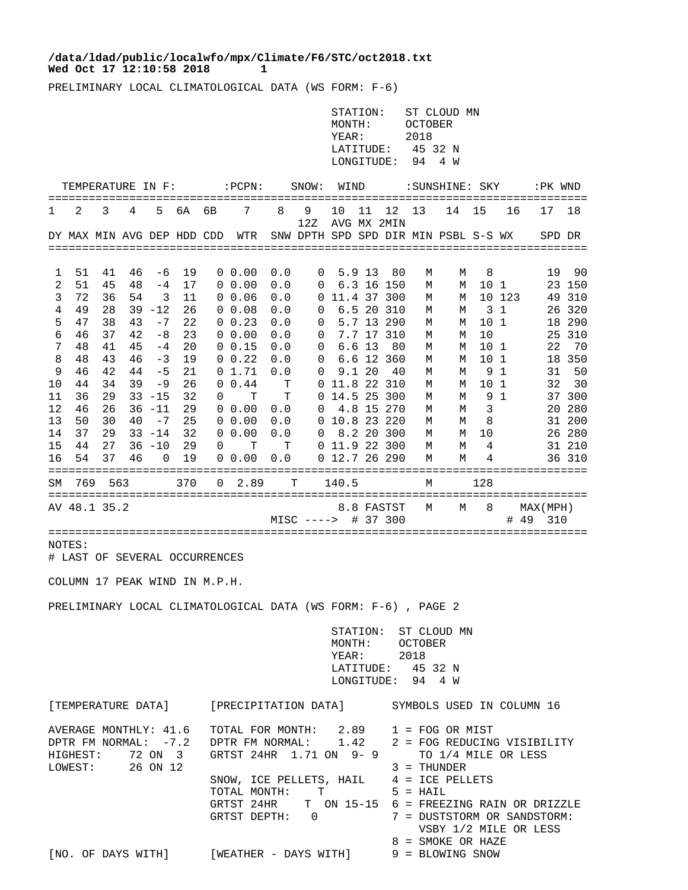/data/ldad/public/localwfo/mpx/Climate/F6/STC/oct2018.txt
Wed Oct 17 12:10:58 2018 1

PRELIMINARY LOCAL CLIMATOLOGICAL DATA (WS FORM: F-6)

STATION: ST CLOUD MN
MONTH: OCTOBER
YEAR: 2018
LATITUDE: 45 32 N
LONGITUDE: 94 4 W

| TEMPERATURE IN F: | | | | | | | :PCPN: | SNOW: | | WIND | | | :SUNSHINE: | | SKY | | :PK WND | |
|---|---|---|---|---|---|---|---|---|---|---|---|---|---|---|---|---|---|---|
| 1 | 2 | 3 | 4 | 5 | 6A | 6B | 7 | 8 | 9 | 10 | 11 | 12 | 13 | 14 | 15 | 16 | 17 | 18 |
| | | | | | | | | | 12Z | AVG | MX | 2MIN | | | | | | |
| DY | MAX | MIN | AVG | DEP | HDD | CDD | WTR | SNW | DPTH | SPD | SPD | DIR | MIN | PSBL | S-S | WX | SPD | DR |
| 1 | 51 | 41 | 46 | -6 | 19 | 0 | 0.00 | 0.0 | 0 | 5.9 | 13 | 80 | M | M | 8 | | 19 | 90 |
| 2 | 51 | 45 | 48 | -4 | 17 | 0 | 0.00 | 0.0 | 0 | 6.3 | 16 | 150 | M | M | 10 | 1 | 23 | 150 |
| 3 | 72 | 36 | 54 | 3 | 11 | 0 | 0.06 | 0.0 | 0 | 11.4 | 37 | 300 | M | M | 10 | 123 | 49 | 310 |
| 4 | 49 | 28 | 39 | -12 | 26 | 0 | 0.08 | 0.0 | 0 | 6.5 | 20 | 310 | M | M | 3 | 1 | 26 | 320 |
| 5 | 47 | 38 | 43 | -7 | 22 | 0 | 0.23 | 0.0 | 0 | 5.7 | 13 | 290 | M | M | 10 | 1 | 18 | 290 |
| 6 | 46 | 37 | 42 | -8 | 23 | 0 | 0.00 | 0.0 | 0 | 7.7 | 17 | 310 | M | M | 10 | | 25 | 310 |
| 7 | 48 | 41 | 45 | -4 | 20 | 0 | 0.15 | 0.0 | 0 | 6.6 | 13 | 80 | M | M | 10 | 1 | 22 | 70 |
| 8 | 48 | 43 | 46 | -3 | 19 | 0 | 0.22 | 0.0 | 0 | 6.6 | 12 | 360 | M | M | 10 | 1 | 18 | 350 |
| 9 | 46 | 42 | 44 | -5 | 21 | 0 | 1.71 | 0.0 | 0 | 9.1 | 20 | 40 | M | M | 9 | 1 | 31 | 50 |
| 10 | 44 | 34 | 39 | -9 | 26 | 0 | 0.44 | T | 0 | 11.8 | 22 | 310 | M | M | 10 | 1 | 32 | 30 |
| 11 | 36 | 29 | 33 | -15 | 32 | 0 | T | T | 0 | 14.5 | 25 | 300 | M | M | 9 | 1 | 37 | 300 |
| 12 | 46 | 26 | 36 | -11 | 29 | 0 | 0.00 | 0.0 | 0 | 4.8 | 15 | 270 | M | M | 3 | | 20 | 280 |
| 13 | 50 | 30 | 40 | -7 | 25 | 0 | 0.00 | 0.0 | 0 | 10.8 | 23 | 220 | M | M | 8 | | 31 | 200 |
| 14 | 37 | 29 | 33 | -14 | 32 | 0 | 0.00 | 0.0 | 0 | 8.2 | 20 | 300 | M | M | 10 | | 26 | 280 |
| 15 | 44 | 27 | 36 | -10 | 29 | 0 | T | T | 0 | 11.9 | 22 | 300 | M | M | 4 | | 31 | 210 |
| 16 | 54 | 37 | 46 | 0 | 19 | 0 | 0.00 | 0.0 | 0 | 12.7 | 26 | 290 | M | M | 4 | | 36 | 310 |
| SM | 769 | 563 | | | 370 | 0 | 2.89 | T | | 140.5 | | | M | | 128 | | | |
| AV | 48.1 | 35.2 | | | | | | | | 8.8 | FASTST | | M | M | 8 | | MAX(MPH) | |
| | | | | | | | | MISC ----> | | | # 37 | 300 | | | | | # 49 | 310 |

NOTES:
# LAST OF SEVERAL OCCURRENCES

COLUMN 17 PEAK WIND IN M.P.H.

PRELIMINARY LOCAL CLIMATOLOGICAL DATA (WS FORM: F-6) , PAGE 2

STATION: ST CLOUD MN
MONTH: OCTOBER
YEAR: 2018
LATITUDE: 45 32 N
LONGITUDE: 94 4 W

[TEMPERATURE DATA]

AVERAGE MONTHLY: 41.6
DPTR FM NORMAL: -7.2
HIGHEST: 72 ON 3
LOWEST: 26 ON 12

[PRECIPITATION DATA]

TOTAL FOR MONTH: 2.89
DPTR FM NORMAL: 1.42
GRTST 24HR 1.71 ON 9- 9

SNOW, ICE PELLETS, HAIL
TOTAL MONTH: T
GRTST 24HR T ON 15-15
GRTST DEPTH: 0

SYMBOLS USED IN COLUMN 16

1 = FOG OR MIST
2 = FOG REDUCING VISIBILITY TO 1/4 MILE OR LESS
3 = THUNDER
4 = ICE PELLETS
5 = HAIL
6 = FREEZING RAIN OR DRIZZLE
7 = DUSTSTORM OR SANDSTORM: VSBY 1/2 MILE OR LESS
8 = SMOKE OR HAZE
9 = BLOWING SNOW

[NO. OF DAYS WITH]

[WEATHER - DAYS WITH]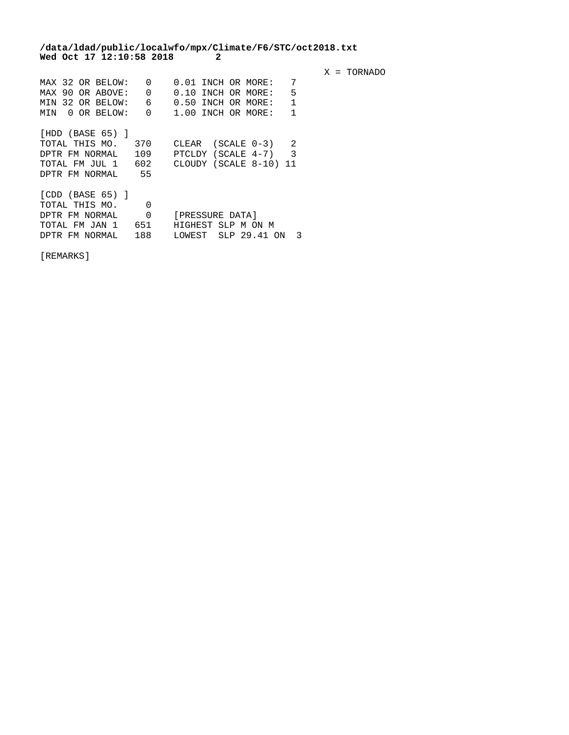**/data/ldad/public/localwfo/mpx/Climate/F6/STC/oct2018.txt**
**Wed Oct 17 12:10:58 2018**

```
                                                       X = TORNADO
MAX 32 OR BELOW:   0    0.01 INCH OR MORE:   7
MAX 90 OR ABOVE:   0    0.10 INCH OR MORE:   5
MIN 32 OR BELOW:   6    0.50 INCH OR MORE:   1
MIN  0 OR BELOW:   0    1.00 INCH OR MORE:   1

[HDD (BASE 65) ]
TOTAL THIS MO.   370    CLEAR  (SCALE 0-3)   2
DPTR FM NORMAL   109    PTCLDY (SCALE 4-7)   3
TOTAL FM JUL 1   602    CLOUDY (SCALE 8-10) 11
DPTR FM NORMAL    55

[CDD (BASE 65) ]
TOTAL THIS MO.     0
DPTR FM NORMAL     0    [PRESSURE DATA]
TOTAL FM JAN 1   651    HIGHEST SLP M ON M
DPTR FM NORMAL   188    LOWEST  SLP 29.41 ON  3

[REMARKS]
```